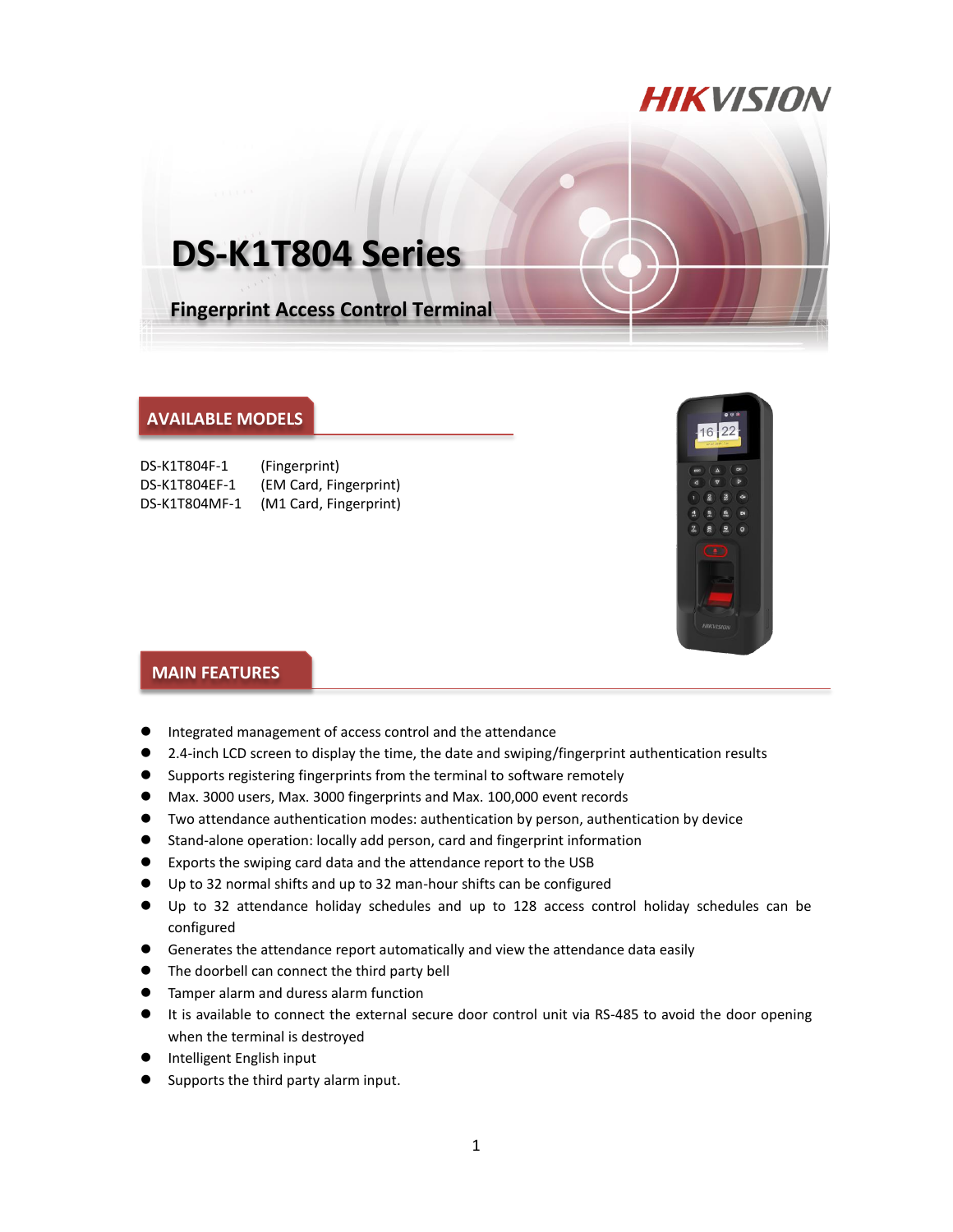# DS-K1T804 Series

## Fingerprint Access Control Terminal

## AVAILABLE MODELS

| | |
|---|---|
| DS-K1T804F-1 | (Fingerprint) |
| DS-K1T804EF-1 | (EM Card, Fingerprint) |
| DS-K1T804MF-1 | (M1 Card, Fingerprint) |

## MAIN FEATURES

- Integrated management of access control and the attendance
- 2.4-inch LCD screen to display the time, the date and swiping/fingerprint authentication results
- Supports registering fingerprints from the terminal to software remotely
- Max. 3000 users, Max. 3000 fingerprints and Max. 100,000 event records
- Two attendance authentication modes: authentication by person, authentication by device
- Stand-alone operation: locally add person, card and fingerprint information
- Exports the swiping card data and the attendance report to the USB
- Up to 32 normal shifts and up to 32 man-hour shifts can be configured
- Up to 32 attendance holiday schedules and up to 128 access control holiday schedules can be configured
- Generates the attendance report automatically and view the attendance data easily
- The doorbell can connect the third party bell
- Tamper alarm and duress alarm function
- It is available to connect the external secure door control unit via RS-485 to avoid the door opening when the terminal is destroyed
- Intelligent English input
- Supports the third party alarm input.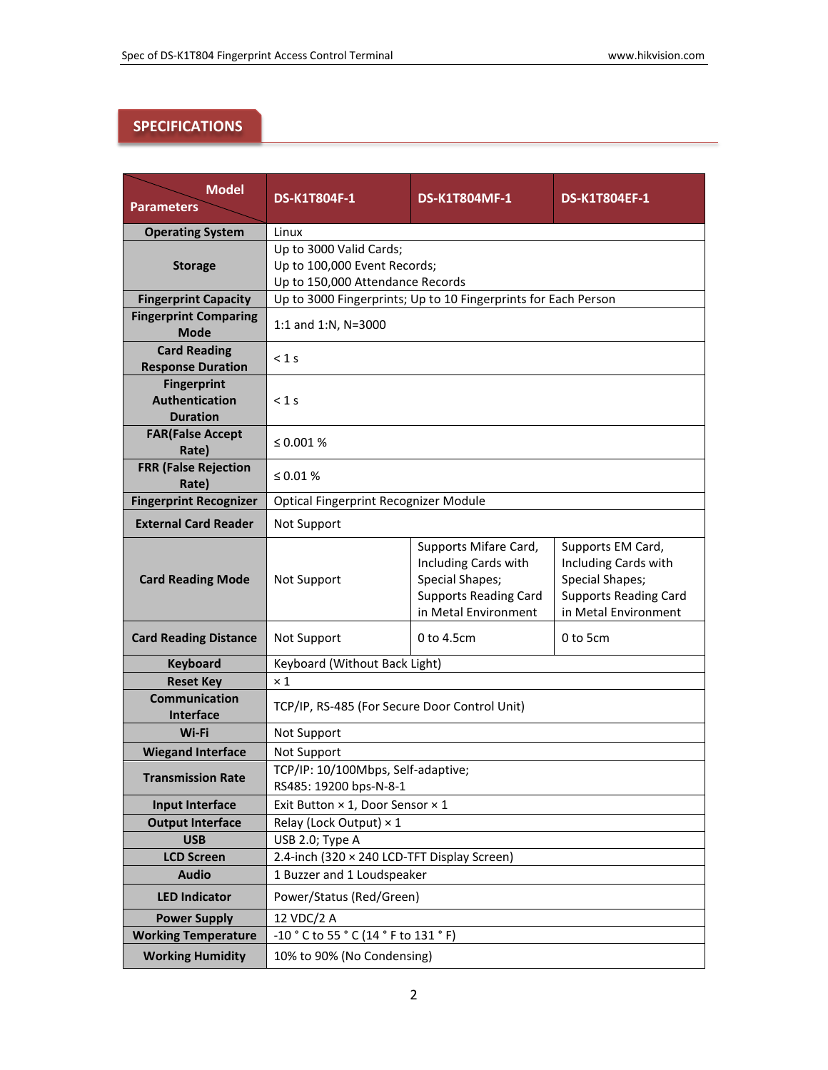## SPECIFICATIONS

| Parameters \ Model | DS-K1T804F-1 | DS-K1T804MF-1 | DS-K1T804EF-1 |
|---|---|---|---|
| Operating System | Linux | | |
| Storage | Up to 3000 Valid Cards;<br>Up to 100,000 Event Records;<br>Up to 150,000 Attendance Records | | |
| Fingerprint Capacity | Up to 3000 Fingerprints; Up to 10 Fingerprints for Each Person | | |
| Fingerprint Comparing Mode | 1:1 and 1:N, N=3000 | | |
| Card Reading Response Duration | < 1 s | | |
| Fingerprint Authentication Duration | < 1 s | | |
| FAR(False Accept Rate) | ≤ 0.001 % | | |
| FRR (False Rejection Rate) | ≤ 0.01 % | | |
| Fingerprint Recognizer | Optical Fingerprint Recognizer Module | | |
| External Card Reader | Not Support | | |
| Card Reading Mode | Not Support | Supports Mifare Card, Including Cards with Special Shapes; Supports Reading Card in Metal Environment | Supports EM Card, Including Cards with Special Shapes; Supports Reading Card in Metal Environment |
| Card Reading Distance | Not Support | 0 to 4.5cm | 0 to 5cm |
| Keyboard | Keyboard (Without Back Light) | | |
| Reset Key | × 1 | | |
| Communication Interface | TCP/IP, RS-485 (For Secure Door Control Unit) | | |
| Wi-Fi | Not Support | | |
| Wiegand Interface | Not Support | | |
| Transmission Rate | TCP/IP: 10/100Mbps, Self-adaptive;<br>RS485: 19200 bps-N-8-1 | | |
| Input Interface | Exit Button × 1, Door Sensor × 1 | | |
| Output Interface | Relay (Lock Output) × 1 | | |
| USB | USB 2.0; Type A | | |
| LCD Screen | 2.4-inch (320 × 240 LCD-TFT Display Screen) | | |
| Audio | 1 Buzzer and 1 Loudspeaker | | |
| LED Indicator | Power/Status (Red/Green) | | |
| Power Supply | 12 VDC/2 A | | |
| Working Temperature | -10 ° C to 55 ° C (14 ° F to 131 ° F) | | |
| Working Humidity | 10% to 90% (No Condensing) | | |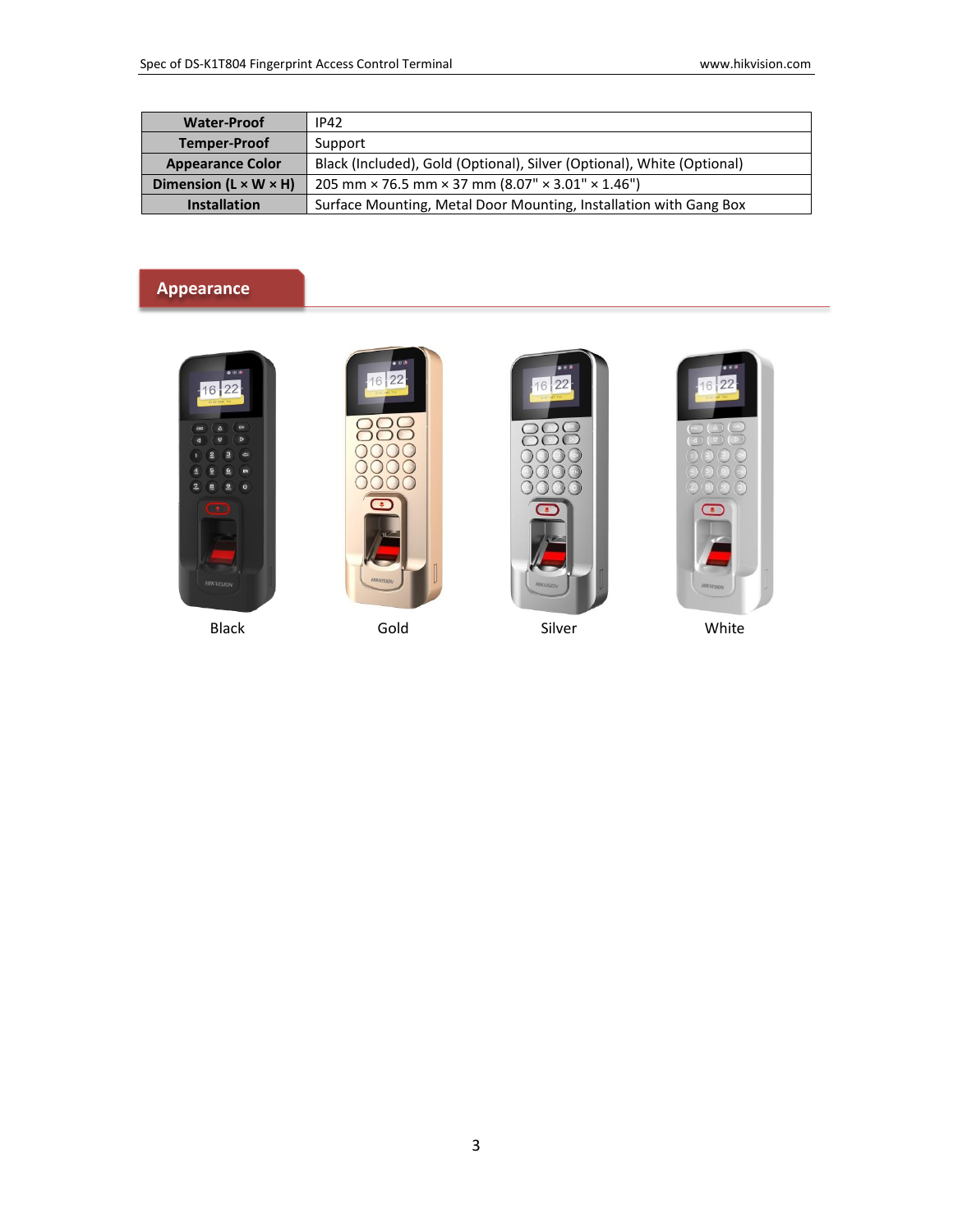| | |
|---|---|
| **Water-Proof** | IP42 |
| **Temper-Proof** | Support |
| **Appearance Color** | Black (Included), Gold (Optional), Silver (Optional), White (Optional) |
| **Dimension (L × W × H)** | 205 mm × 76.5 mm × 37 mm (8.07" × 3.01" × 1.46") |
| **Installation** | Surface Mounting, Metal Door Mounting, Installation with Gang Box |

## Appearance

Black

Gold

Silver

White